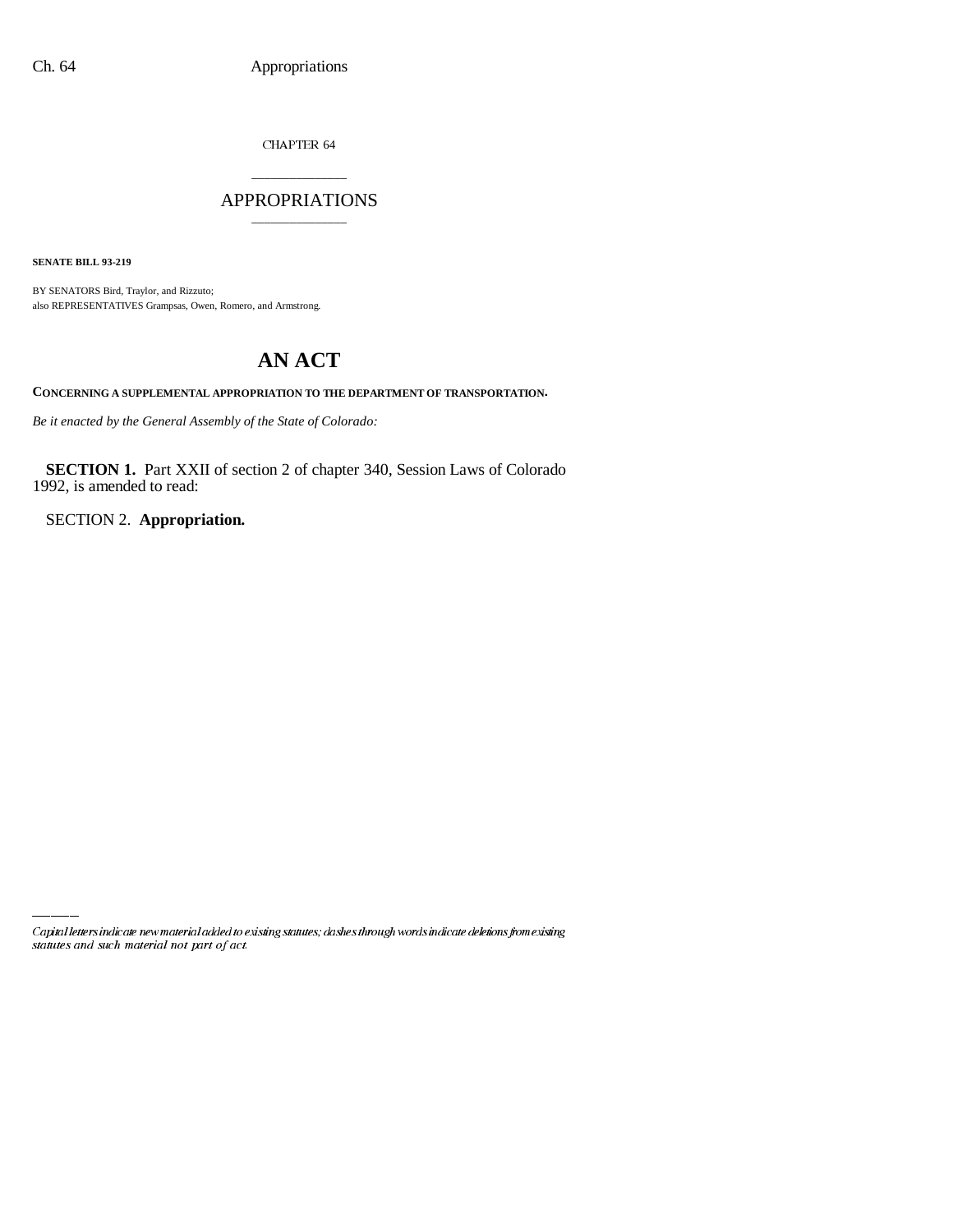CHAPTER 64

# APPROPRIATIONS

**SENATE BILL 93-219**

BY SENATORS Bird, Traylor, and Rizzuto;
also REPRESENTATIVES Grampsas, Owen, Romero, and Armstrong.

# AN ACT

**CONCERNING A SUPPLEMENTAL APPROPRIATION TO THE DEPARTMENT OF TRANSPORTATION.**

*Be it enacted by the General Assembly of the State of Colorado:*

**SECTION 1.** Part XXII of section 2 of chapter 340, Session Laws of Colorado 1992, is amended to read:

SECTION 2. **Appropriation.**

*Capital letters indicate new material added to existing statutes; dashes through words indicate deletions from existing statutes and such material not part of act.*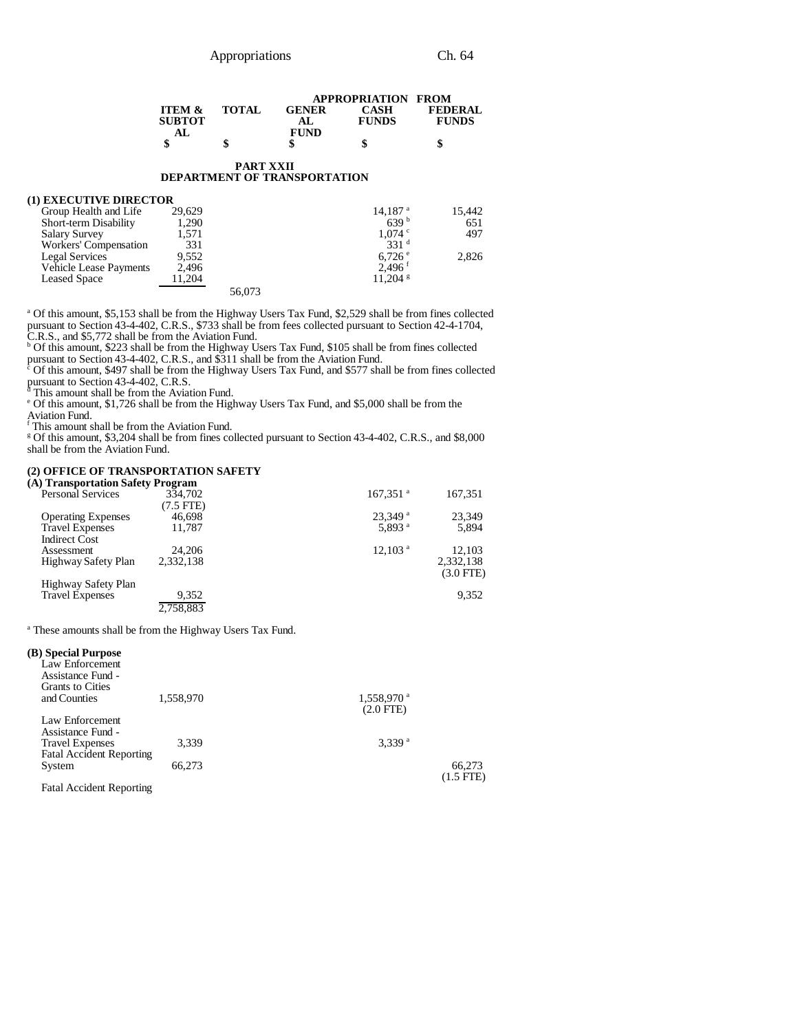| | ITEM & SUBTOTAL | TOTAL | GENERAL FUND | APPROPRIATION FROM CASH FUNDS | FEDERAL FUNDS |
|---|---|---|---|---|---|
| | $ | $ | $ | $ | $ |

## PART XXII
## DEPARTMENT OF TRANSPORTATION

### (1) EXECUTIVE DIRECTOR

| | ITEM & SUBTOTAL | TOTAL | GENERAL FUND | CASH FUNDS | FEDERAL FUNDS |
|---|---|---|---|---|---|
| Group Health and Life | 29,629 | | | 14,187 [a] | 15,442 |
| Short-term Disability | 1,290 | | | 639 [b] | 651 |
| Salary Survey | 1,571 | | | 1,074 [c] | 497 |
| Workers' Compensation | 331 | | | 331 [d] | |
| Legal Services | 9,552 | | | 6,726 [e] | 2,826 |
| Vehicle Lease Payments | 2,496 | | | 2,496 [f] | |
| Leased Space | 11,204 | | | 11,204 [g] | |
| | | 56,073 | | | |

[a] Of this amount, $5,153 shall be from the Highway Users Tax Fund, $2,529 shall be from fines collected pursuant to Section 43-4-402, C.R.S., $733 shall be from fees collected pursuant to Section 42-4-1704, C.R.S., and $5,772 shall be from the Aviation Fund.
[b] Of this amount, $223 shall be from the Highway Users Tax Fund, $105 shall be from fines collected pursuant to Section 43-4-402, C.R.S., and $311 shall be from the Aviation Fund.
[c] Of this amount, $497 shall be from the Highway Users Tax Fund, and $577 shall be from fines collected pursuant to Section 43-4-402, C.R.S.
[d] This amount shall be from the Aviation Fund.
[e] Of this amount, $1,726 shall be from the Highway Users Tax Fund, and $5,000 shall be from the Aviation Fund.
[f] This amount shall be from the Aviation Fund.
[g] Of this amount, $3,204 shall be from fines collected pursuant to Section 43-4-402, C.R.S., and $8,000 shall be from the Aviation Fund.

### (2) OFFICE OF TRANSPORTATION SAFETY

#### (A) Transportation Safety Program

| | ITEM & SUBTOTAL | TOTAL | GENERAL FUND | CASH FUNDS | FEDERAL FUNDS |
|---|---|---|---|---|---|
| Personal Services | 334,702 (7.5 FTE) | | | 167,351 [a] | 167,351 |
| Operating Expenses | 46,698 | | | 23,349 [a] | 23,349 |
| Travel Expenses | 11,787 | | | 5,893 [a] | 5,894 |
| Indirect Cost Assessment | 24,206 | | | 12,103 [a] | 12,103 |
| Highway Safety Plan | 2,332,138 | | | | 2,332,138 (3.0 FTE) |
| Highway Safety Plan Travel Expenses | 9,352 | | | | 9,352 |
| | 2,758,883 | | | | |

[a] These amounts shall be from the Highway Users Tax Fund.

#### (B) Special Purpose

| | ITEM & SUBTOTAL | TOTAL | GENERAL FUND | CASH FUNDS | FEDERAL FUNDS |
|---|---|---|---|---|---|
| Law Enforcement Assistance Fund - Grants to Cities and Counties | 1,558,970 | | | 1,558,970 [a] (2.0 FTE) | |
| Law Enforcement Assistance Fund - Travel Expenses | 3,339 | | | 3,339 [a] | |
| Fatal Accident Reporting System | 66,273 | | | | 66,273 (1.5 FTE) |
| Fatal Accident Reporting | | | | | |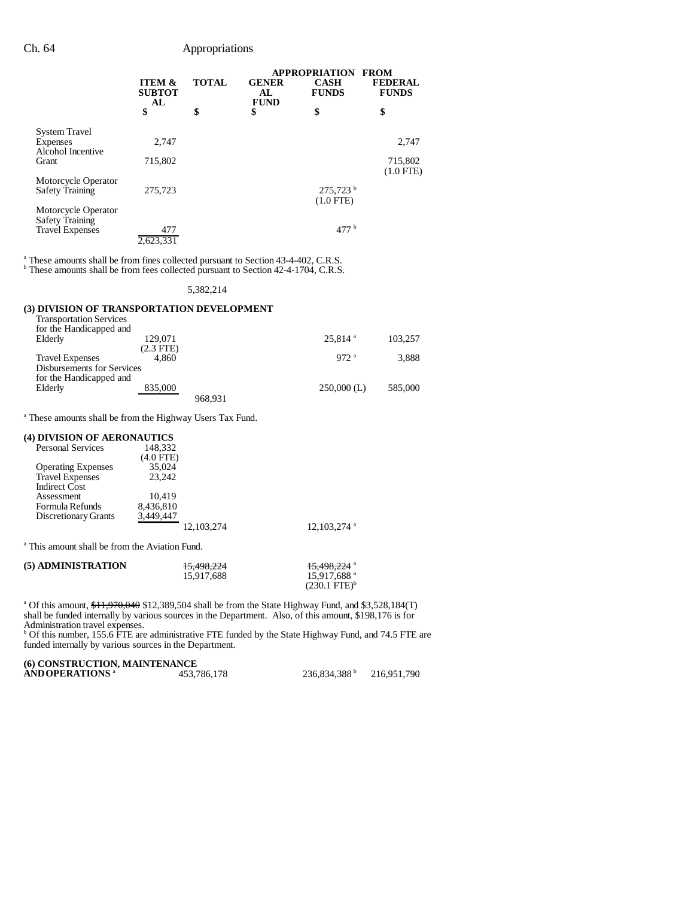| | ITEM & SUBTOTAL | TOTAL | GENERAL FUND | APPROPRIATION FROM CASH FUNDS | FEDERAL FUNDS |
|---|---|---|---|---|---|
| | $ | $ | $ | $ | $ |
| System Travel Expenses | 2,747 | | | | 2,747 |
| Alcohol Incentive Grant | 715,802 | | | | 715,802 (1.0 FTE) |
| Motorcycle Operator Safety Training | 275,723 | | | 275,723 [b] (1.0 FTE) | |
| Motorcycle Operator Safety Training Travel Expenses | 477 | | | 477 [b] | |
| | 2,623,331 | | | | |

[a] These amounts shall be from fines collected pursuant to Section 43-4-402, C.R.S.
[b] These amounts shall be from fees collected pursuant to Section 42-4-1704, C.R.S.

| | ITEM & SUBTOTAL | TOTAL | GENERAL FUND | CASH FUNDS | FEDERAL FUNDS |
|---|---|---|---|---|---|
| | | 5,382,214 | | | |

**(3) DIVISION OF TRANSPORTATION DEVELOPMENT**

| | ITEM & SUBTOTAL | TOTAL | GENERAL FUND | CASH FUNDS | FEDERAL FUNDS |
|---|---|---|---|---|---|
| Transportation Services for the Handicapped and Elderly | 129,071 (2.3 FTE) | | | 25,814 [a] | 103,257 |
| Travel Expenses | 4,860 | | | 972 [a] | 3,888 |
| Disbursements for Services for the Handicapped and Elderly | 835,000 | | | 250,000 (L) | 585,000 |
| | | 968,931 | | | |

[a] These amounts shall be from the Highway Users Tax Fund.

**(4) DIVISION OF AERONAUTICS**

| | ITEM & SUBTOTAL | TOTAL | GENERAL FUND | CASH FUNDS | FEDERAL FUNDS |
|---|---|---|---|---|---|
| Personal Services | 148,332 (4.0 FTE) | | | | |
| Operating Expenses | 35,024 | | | | |
| Travel Expenses | 23,242 | | | | |
| Indirect Cost Assessment | 10,419 | | | | |
| Formula Refunds | 8,436,810 | | | | |
| Discretionary Grants | 3,449,447 | | | | |
| | | 12,103,274 | | 12,103,274 [a] | |

[a] This amount shall be from the Aviation Fund.

| | ITEM & SUBTOTAL | TOTAL | GENERAL FUND | CASH FUNDS | FEDERAL FUNDS |
|---|---|---|---|---|---|
| **(5) ADMINISTRATION** | | ~~15,498,224~~ 15,917,688 | | ~~15,498,224~~ [a] 15,917,688 [a] (230.1 FTE)[b] | |

[a] Of this amount, ~~$11,970,040~~ $12,389,504 shall be from the State Highway Fund, and $3,528,184(T) shall be funded internally by various sources in the Department. Also, of this amount, $198,176 is for Administration travel expenses.
[b] Of this number, 155.6 FTE are administrative FTE funded by the State Highway Fund, and 74.5 FTE are funded internally by various sources in the Department.

| | ITEM & SUBTOTAL | TOTAL | GENERAL FUND | CASH FUNDS | FEDERAL FUNDS |
|---|---|---|---|---|---|
| **(6) CONSTRUCTION, MAINTENANCE AND OPERATIONS** [a] | | 453,786,178 | | 236,834,388 [b] | 216,951,790 |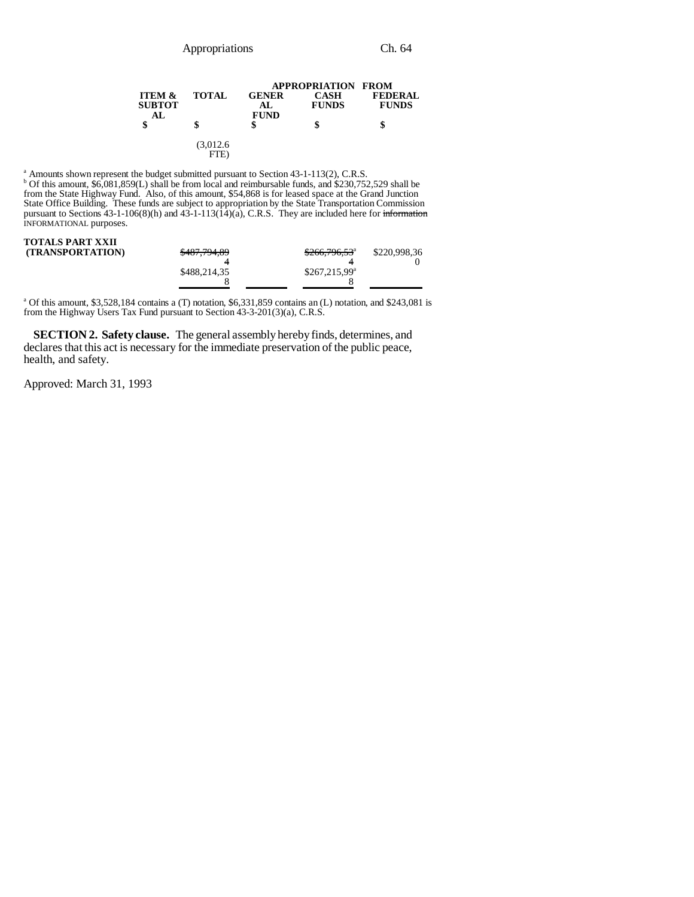| ITEM & SUBTOTAL | TOTAL | GENERAL FUND | APPROPRIATION FROM CASH FUNDS | FEDERAL FUNDS |
|---|---|---|---|---|
| $ | $ | $ | $ | $ |
| | (3,012.6 FTE) | | | |

[a] Amounts shown represent the budget submitted pursuant to Section 43-1-113(2), C.R.S.
[b] Of this amount, $6,081,859(L) shall be from local and reimbursable funds, and $230,752,529 shall be from the State Highway Fund. Also, of this amount, $54,868 is for leased space at the Grand Junction State Office Building. These funds are subject to appropriation by the State Transportation Commission pursuant to Sections 43-1-106(8)(h) and 43-1-113(14)(a), C.R.S. They are included here for ~~information~~ INFORMATIONAL purposes.

| | TOTAL | GENERAL FUND | CASH FUNDS | FEDERAL FUNDS |
|---|---|---|---|---|
| **TOTALS PART XXII (TRANSPORTATION)** | ~~$487,794,894~~ | | ~~$266,796,534~~[a] | $220,998,360 |
| | $488,214,358 | | $267,215,998[a] | |

[a] Of this amount, $3,528,184 contains a (T) notation, $6,331,859 contains an (L) notation, and $243,081 is from the Highway Users Tax Fund pursuant to Section 43-3-201(3)(a), C.R.S.

**SECTION 2. Safety clause.** The general assembly hereby finds, determines, and declares that this act is necessary for the immediate preservation of the public peace, health, and safety.

Approved: March 31, 1993